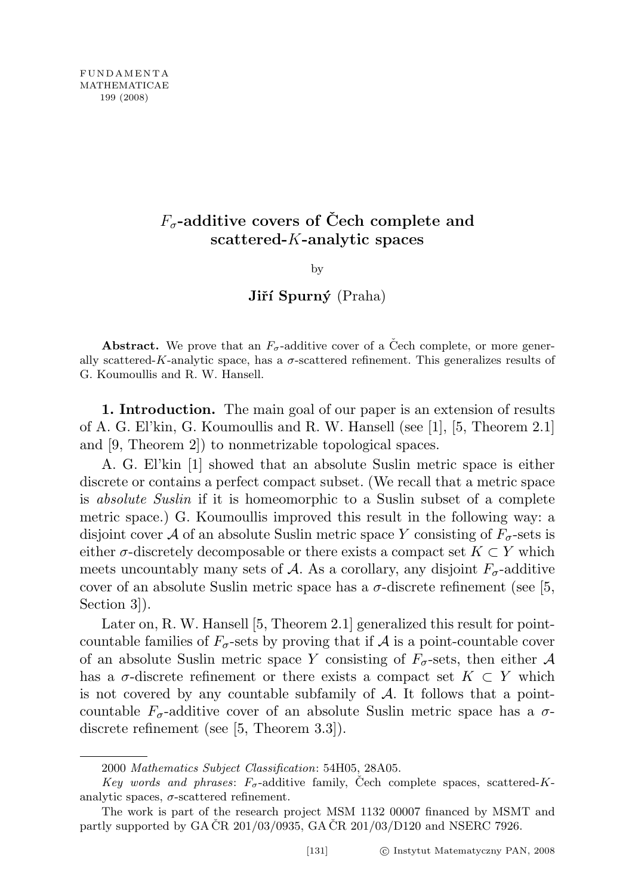# $F_\sigma$-additive covers of Čech complete and scattered-$K$-analytic spaces

by

**Jiří Spurný** (Praha)

**Abstract.** We prove that an $F_\sigma$-additive cover of a Čech complete, or more generally scattered-$K$-analytic space, has a $\sigma$-scattered refinement. This generalizes results of G. Koumoullis and R. W. Hansell.

**1. Introduction.** The main goal of our paper is an extension of results of A. G. El'kin, G. Koumoullis and R. W. Hansell (see [1], [5, Theorem 2.1] and [9, Theorem 2]) to nonmetrizable topological spaces.

A. G. El'kin [1] showed that an absolute Suslin metric space is either discrete or contains a perfect compact subset. (We recall that a metric space is *absolute Suslin* if it is homeomorphic to a Suslin subset of a complete metric space.) G. Koumoullis improved this result in the following way: a disjoint cover $\mathcal{A}$ of an absolute Suslin metric space $Y$ consisting of $F_\sigma$-sets is either $\sigma$-discretely decomposable or there exists a compact set $K \subset Y$ which meets uncountably many sets of $\mathcal{A}$. As a corollary, any disjoint $F_\sigma$-additive cover of an absolute Suslin metric space has a $\sigma$-discrete refinement (see [5, Section 3]).

Later on, R. W. Hansell [5, Theorem 2.1] generalized this result for point-countable families of $F_\sigma$-sets by proving that if $\mathcal{A}$ is a point-countable cover of an absolute Suslin metric space $Y$ consisting of $F_\sigma$-sets, then either $\mathcal{A}$ has a $\sigma$-discrete refinement or there exists a compact set $K \subset Y$ which is not covered by any countable subfamily of $\mathcal{A}$. It follows that a point-countable $F_\sigma$-additive cover of an absolute Suslin metric space has a $\sigma$-discrete refinement (see [5, Theorem 3.3]).

---

2000 *Mathematics Subject Classification*: 54H05, 28A05.

*Key words and phrases*: $F_\sigma$-additive family, Čech complete spaces, scattered-$K$-analytic spaces, $\sigma$-scattered refinement.

The work is part of the research project MSM 1132 00007 financed by MSMT and partly supported by GA ČR 201/03/0935, GA ČR 201/03/D120 and NSERC 7926.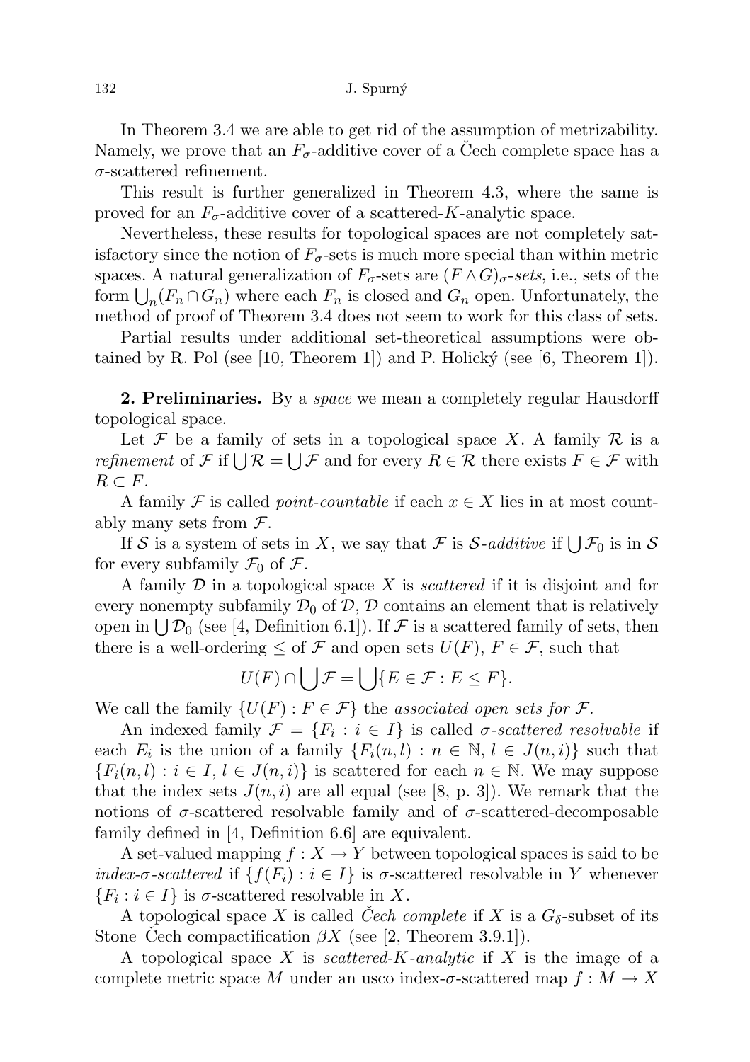In Theorem 3.4 we are able to get rid of the assumption of metrizability. Namely, we prove that an $F_\sigma$-additive cover of a Čech complete space has a $\sigma$-scattered refinement.

This result is further generalized in Theorem 4.3, where the same is proved for an $F_\sigma$-additive cover of a scattered-$K$-analytic space.

Nevertheless, these results for topological spaces are not completely satisfactory since the notion of $F_\sigma$-sets is much more special than within metric spaces. A natural generalization of $F_\sigma$-sets are $(F \wedge G)_\sigma$*-sets*, i.e., sets of the form $\bigcup_n (F_n \cap G_n)$ where each $F_n$ is closed and $G_n$ open. Unfortunately, the method of proof of Theorem 3.4 does not seem to work for this class of sets.

Partial results under additional set-theoretical assumptions were obtained by R. Pol (see [10, Theorem 1]) and P. Holický (see [6, Theorem 1]).

**2. Preliminaries.** By a *space* we mean a completely regular Hausdorff topological space.

Let $\mathcal{F}$ be a family of sets in a topological space $X$. A family $\mathcal{R}$ is a *refinement* of $\mathcal{F}$ if $\bigcup \mathcal{R} = \bigcup \mathcal{F}$ and for every $R \in \mathcal{R}$ there exists $F \in \mathcal{F}$ with $R \subset F$.

A family $\mathcal{F}$ is called *point-countable* if each $x \in X$ lies in at most countably many sets from $\mathcal{F}$.

If $\mathcal{S}$ is a system of sets in $X$, we say that $\mathcal{F}$ is $\mathcal{S}$*-additive* if $\bigcup \mathcal{F}_0$ is in $\mathcal{S}$ for every subfamily $\mathcal{F}_0$ of $\mathcal{F}$.

A family $\mathcal{D}$ in a topological space $X$ is *scattered* if it is disjoint and for every nonempty subfamily $\mathcal{D}_0$ of $\mathcal{D}$, $\mathcal{D}$ contains an element that is relatively open in $\bigcup \mathcal{D}_0$ (see [4, Definition 6.1]). If $\mathcal{F}$ is a scattered family of sets, then there is a well-ordering $\leq$ of $\mathcal{F}$ and open sets $U(F)$, $F \in \mathcal{F}$, such that

$$U(F) \cap \bigcup \mathcal{F} = \bigcup \{E \in \mathcal{F} : E \leq F\}.$$

We call the family $\{U(F) : F \in \mathcal{F}\}$ the *associated open sets for* $\mathcal{F}$.

An indexed family $\mathcal{F} = \{F_i : i \in I\}$ is called $\sigma$*-scattered resolvable* if each $E_i$ is the union of a family $\{F_i(n,l) : n \in \mathbb{N},\, l \in J(n,i)\}$ such that $\{F_i(n,l) : i \in I,\, l \in J(n,i)\}$ is scattered for each $n \in \mathbb{N}$. We may suppose that the index sets $J(n,i)$ are all equal (see [8, p. 3]). We remark that the notions of $\sigma$-scattered resolvable family and of $\sigma$-scattered-decomposable family defined in [4, Definition 6.6] are equivalent.

A set-valued mapping $f : X \to Y$ between topological spaces is said to be *index-*$\sigma$*-scattered* if $\{f(F_i) : i \in I\}$ is $\sigma$-scattered resolvable in $Y$ whenever $\{F_i : i \in I\}$ is $\sigma$-scattered resolvable in $X$.

A topological space $X$ is called *Čech complete* if $X$ is a $G_\delta$-subset of its Stone–Čech compactification $\beta X$ (see [2, Theorem 3.9.1]).

A topological space $X$ is *scattered-*$K$*-analytic* if $X$ is the image of a complete metric space $M$ under an usco index-$\sigma$-scattered map $f : M \to X$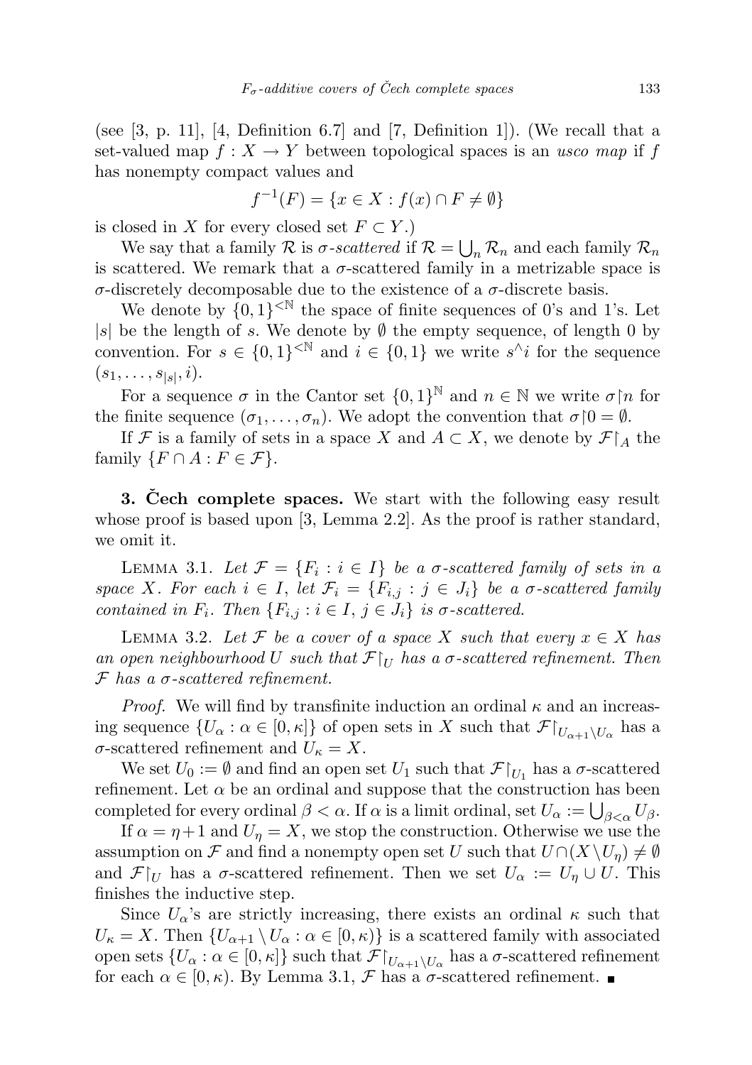(see [3, p. 11], [4, Definition 6.7] and [7, Definition 1]). (We recall that a set-valued map $f : X \to Y$ between topological spaces is an *usco map* if $f$ has nonempty compact values and

$$f^{-1}(F) = \{x \in X : f(x) \cap F \neq \emptyset\}$$

is closed in $X$ for every closed set $F \subset Y$.)

We say that a family $\mathcal{R}$ is *$\sigma$-scattered* if $\mathcal{R} = \bigcup_n \mathcal{R}_n$ and each family $\mathcal{R}_n$ is scattered. We remark that a $\sigma$-scattered family in a metrizable space is $\sigma$-discretely decomposable due to the existence of a $\sigma$-discrete basis.

We denote by $\{0,1\}^{<\mathbb{N}}$ the space of finite sequences of 0's and 1's. Let $|s|$ be the length of $s$. We denote by $\emptyset$ the empty sequence, of length 0 by convention. For $s \in \{0,1\}^{<\mathbb{N}}$ and $i \in \{0,1\}$ we write $s^\wedge i$ for the sequence $(s_1, \dots, s_{|s|}, i)$.

For a sequence $\sigma$ in the Cantor set $\{0,1\}^{\mathbb{N}}$ and $n \in \mathbb{N}$ we write $\sigma{\restriction}n$ for the finite sequence $(\sigma_1, \dots, \sigma_n)$. We adopt the convention that $\sigma{\restriction}0 = \emptyset$.

If $\mathcal{F}$ is a family of sets in a space $X$ and $A \subset X$, we denote by $\mathcal{F}{\restriction}_A$ the family $\{F \cap A : F \in \mathcal{F}\}$.

## 3. Čech complete spaces.

We start with the following easy result whose proof is based upon [3, Lemma 2.2]. As the proof is rather standard, we omit it.

LEMMA 3.1. *Let $\mathcal{F} = \{F_i : i \in I\}$ be a $\sigma$-scattered family of sets in a space $X$. For each $i \in I$, let $\mathcal{F}_i = \{F_{i,j} : j \in J_i\}$ be a $\sigma$-scattered family contained in $F_i$. Then $\{F_{i,j} : i \in I,\ j \in J_i\}$ is $\sigma$-scattered.*

LEMMA 3.2. *Let $\mathcal{F}$ be a cover of a space $X$ such that every $x \in X$ has an open neighbourhood $U$ such that $\mathcal{F}{\restriction}_U$ has a $\sigma$-scattered refinement. Then $\mathcal{F}$ has a $\sigma$-scattered refinement.*

*Proof.* We will find by transfinite induction an ordinal $\kappa$ and an increasing sequence $\{U_\alpha : \alpha \in [0,\kappa]\}$ of open sets in $X$ such that $\mathcal{F}{\restriction}_{U_{\alpha+1} \setminus U_\alpha}$ has a $\sigma$-scattered refinement and $U_\kappa = X$.

We set $U_0 := \emptyset$ and find an open set $U_1$ such that $\mathcal{F}{\restriction}_{U_1}$ has a $\sigma$-scattered refinement. Let $\alpha$ be an ordinal and suppose that the construction has been completed for every ordinal $\beta < \alpha$. If $\alpha$ is a limit ordinal, set $U_\alpha := \bigcup_{\beta<\alpha} U_\beta$.

If $\alpha = \eta + 1$ and $U_\eta = X$, we stop the construction. Otherwise we use the assumption on $\mathcal{F}$ and find a nonempty open set $U$ such that $U \cap (X \setminus U_\eta) \neq \emptyset$ and $\mathcal{F}{\restriction}_U$ has a $\sigma$-scattered refinement. Then we set $U_\alpha := U_\eta \cup U$. This finishes the inductive step.

Since $U_\alpha$'s are strictly increasing, there exists an ordinal $\kappa$ such that $U_\kappa = X$. Then $\{U_{\alpha+1} \setminus U_\alpha : \alpha \in [0,\kappa)\}$ is a scattered family with associated open sets $\{U_\alpha : \alpha \in [0,\kappa]\}$ such that $\mathcal{F}{\restriction}_{U_{\alpha+1} \setminus U_\alpha}$ has a $\sigma$-scattered refinement for each $\alpha \in [0,\kappa)$. By Lemma 3.1, $\mathcal{F}$ has a $\sigma$-scattered refinement. ∎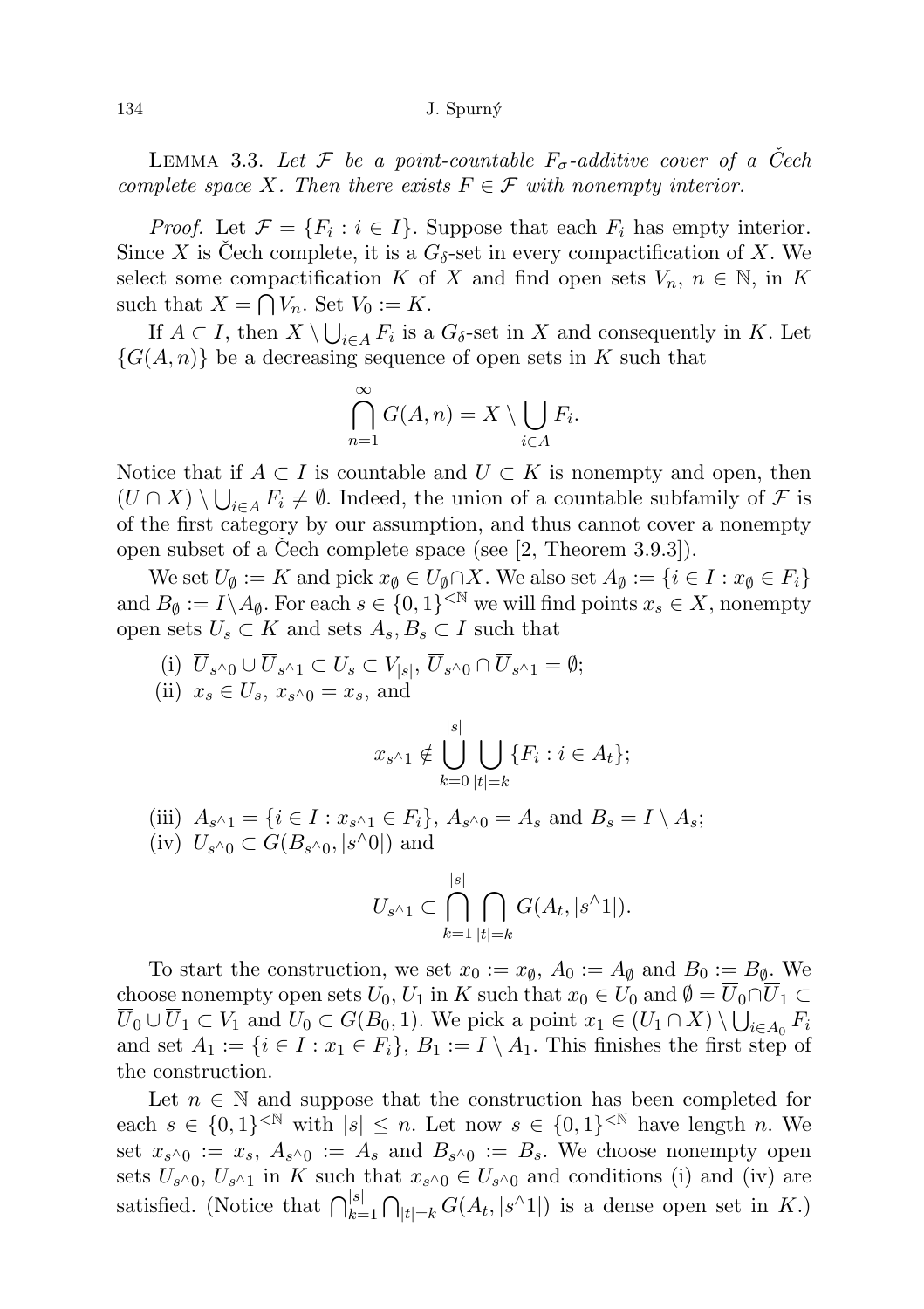LEMMA 3.3. *Let $\mathcal{F}$ be a point-countable $F_\sigma$-additive cover of a Čech complete space $X$. Then there exists $F \in \mathcal{F}$ with nonempty interior.*

*Proof.* Let $\mathcal{F} = \{F_i : i \in I\}$. Suppose that each $F_i$ has empty interior. Since $X$ is Čech complete, it is a $G_\delta$-set in every compactification of $X$. We select some compactification $K$ of $X$ and find open sets $V_n$, $n \in \mathbb{N}$, in $K$ such that $X = \bigcap V_n$. Set $V_0 := K$.

If $A \subset I$, then $X \setminus \bigcup_{i\in A} F_i$ is a $G_\delta$-set in $X$ and consequently in $K$. Let $\{G(A,n)\}$ be a decreasing sequence of open sets in $K$ such that

$$\bigcap_{n=1}^{\infty} G(A,n) = X \setminus \bigcup_{i\in A} F_i.$$

Notice that if $A \subset I$ is countable and $U \subset K$ is nonempty and open, then $(U \cap X) \setminus \bigcup_{i\in A} F_i \neq \emptyset$. Indeed, the union of a countable subfamily of $\mathcal{F}$ is of the first category by our assumption, and thus cannot cover a nonempty open subset of a Čech complete space (see [2, Theorem 3.9.3]).

We set $U_\emptyset := K$ and pick $x_\emptyset \in U_\emptyset \cap X$. We also set $A_\emptyset := \{i \in I : x_\emptyset \in F_i\}$ and $B_\emptyset := I \setminus A_\emptyset$. For each $s \in \{0,1\}^{<\mathbb{N}}$ we will find points $x_s \in X$, nonempty open sets $U_s \subset K$ and sets $A_s, B_s \subset I$ such that

(i) $\overline{U}_{s^\wedge 0} \cup \overline{U}_{s^\wedge 1} \subset U_s \subset V_{|s|}$, $\overline{U}_{s^\wedge 0} \cap \overline{U}_{s^\wedge 1} = \emptyset$;

(ii) $x_s \in U_s$, $x_{s^\wedge 0} = x_s$, and

$$x_{s^\wedge 1} \notin \bigcup_{k=0}^{|s|} \bigcup_{|t|=k} \{F_i : i \in A_t\};$$

(iii) $A_{s^\wedge 1} = \{i \in I : x_{s^\wedge 1} \in F_i\}$, $A_{s^\wedge 0} = A_s$ and $B_s = I \setminus A_s$;

(iv) $U_{s^\wedge 0} \subset G(B_{s^\wedge 0}, |s^\wedge 0|)$ and

$$U_{s^\wedge 1} \subset \bigcap_{k=1}^{|s|} \bigcap_{|t|=k} G(A_t, |s^\wedge 1|).$$

To start the construction, we set $x_0 := x_\emptyset$, $A_0 := A_\emptyset$ and $B_0 := B_\emptyset$. We choose nonempty open sets $U_0, U_1$ in $K$ such that $x_0 \in U_0$ and $\emptyset = \overline{U}_0 \cap \overline{U}_1 \subset \overline{U}_0 \cup \overline{U}_1 \subset V_1$ and $U_0 \subset G(B_0, 1)$. We pick a point $x_1 \in (U_1 \cap X) \setminus \bigcup_{i\in A_0} F_i$ and set $A_1 := \{i \in I : x_1 \in F_i\}$, $B_1 := I \setminus A_1$. This finishes the first step of the construction.

Let $n \in \mathbb{N}$ and suppose that the construction has been completed for each $s \in \{0,1\}^{<\mathbb{N}}$ with $|s| \leq n$. Let now $s \in \{0,1\}^{<\mathbb{N}}$ have length $n$. We set $x_{s^\wedge 0} := x_s$, $A_{s^\wedge 0} := A_s$ and $B_{s^\wedge 0} := B_s$. We choose nonempty open sets $U_{s^\wedge 0}, U_{s^\wedge 1}$ in $K$ such that $x_{s^\wedge 0} \in U_{s^\wedge 0}$ and conditions (i) and (iv) are satisfied. (Notice that $\bigcap_{k=1}^{|s|} \bigcap_{|t|=k} G(A_t, |s^\wedge 1|)$ is a dense open set in $K$.)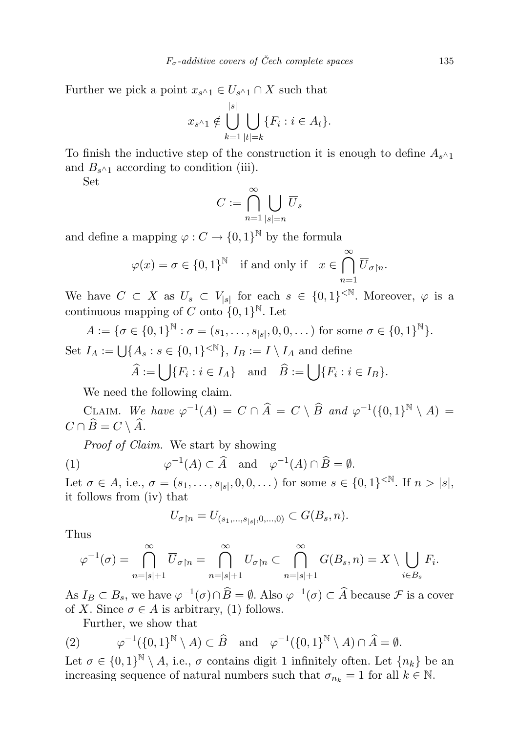Further we pick a point $x_{s^\wedge 1} \in U_{s^\wedge 1} \cap X$ such that

$$x_{s^\wedge 1} \notin \bigcup_{k=1}^{|s|} \bigcup_{|t|=k} \{F_i : i \in A_t\}.$$

To finish the inductive step of the construction it is enough to define $A_{s^\wedge 1}$ and $B_{s^\wedge 1}$ according to condition (iii).

Set

$$C := \bigcap_{n=1}^{\infty} \bigcup_{|s|=n} \overline{U}_s$$

and define a mapping $\varphi : C \to \{0,1\}^{\mathbb{N}}$ by the formula

$$\varphi(x) = \sigma \in \{0,1\}^{\mathbb{N}} \quad \text{if and only if} \quad x \in \bigcap_{n=1}^{\infty} \overline{U}_{\sigma \restriction n}.$$

We have $C \subset X$ as $U_s \subset V_{|s|}$ for each $s \in \{0,1\}^{<\mathbb{N}}$. Moreover, $\varphi$ is a continuous mapping of $C$ onto $\{0,1\}^{\mathbb{N}}$. Let

$$A := \{\sigma \in \{0,1\}^{\mathbb{N}} : \sigma = (s_1, \dots, s_{|s|}, 0, 0, \dots) \text{ for some } \sigma \in \{0,1\}^{\mathbb{N}}\}.$$

Set $I_A := \bigcup\{A_s : s \in \{0,1\}^{<\mathbb{N}}\}$, $I_B := I \setminus I_A$ and define

$$\widehat{A} := \bigcup\{F_i : i \in I_A\} \quad \text{and} \quad \widehat{B} := \bigcup\{F_i : i \in I_B\}.$$

We need the following claim.

Claim. *We have $\varphi^{-1}(A) = C \cap \widehat{A} = C \setminus \widehat{B}$ and $\varphi^{-1}(\{0,1\}^{\mathbb{N}} \setminus A) = C \cap \widehat{B} = C \setminus \widehat{A}$.*

*Proof of Claim.* We start by showing

$$\varphi^{-1}(A) \subset \widehat{A} \quad \text{and} \quad \varphi^{-1}(A) \cap \widehat{B} = \emptyset. \tag{1}$$

Let $\sigma \in A$, i.e., $\sigma = (s_1, \dots, s_{|s|}, 0, 0, \dots)$ for some $s \in \{0,1\}^{<\mathbb{N}}$. If $n > |s|$, it follows from (iv) that

$$U_{\sigma \restriction n} = U_{(s_1, \dots, s_{|s|}, 0, \dots, 0)} \subset G(B_s, n).$$

Thus

$$\varphi^{-1}(\sigma) = \bigcap_{n=|s|+1}^{\infty} \overline{U}_{\sigma \restriction n} = \bigcap_{n=|s|+1}^{\infty} U_{\sigma \restriction n} \subset \bigcap_{n=|s|+1}^{\infty} G(B_s, n) = X \setminus \bigcup_{i \in B_s} F_i.$$

As $I_B \subset B_s$, we have $\varphi^{-1}(\sigma) \cap \widehat{B} = \emptyset$. Also $\varphi^{-1}(\sigma) \subset \widehat{A}$ because $\mathcal{F}$ is a cover of $X$. Since $\sigma \in A$ is arbitrary, (1) follows.

Further, we show that

$$\varphi^{-1}(\{0,1\}^{\mathbb{N}} \setminus A) \subset \widehat{B} \quad \text{and} \quad \varphi^{-1}(\{0,1\}^{\mathbb{N}} \setminus A) \cap \widehat{A} = \emptyset. \tag{2}$$

Let $\sigma \in \{0,1\}^{\mathbb{N}} \setminus A$, i.e., $\sigma$ contains digit 1 infinitely often. Let $\{n_k\}$ be an increasing sequence of natural numbers such that $\sigma_{n_k} = 1$ for all $k \in \mathbb{N}$.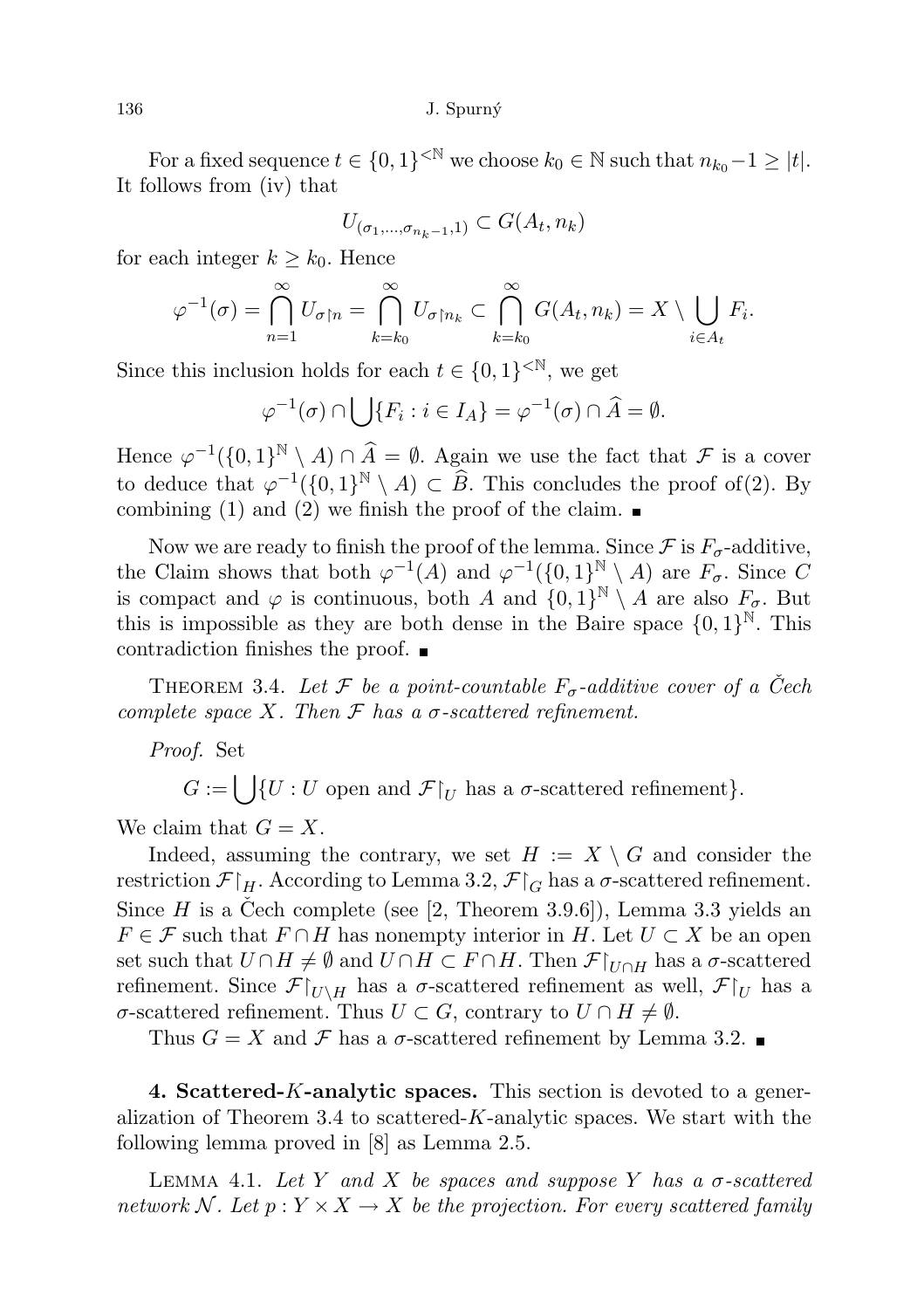For a fixed sequence $t \in \{0,1\}^{<\mathbb{N}}$ we choose $k_0 \in \mathbb{N}$ such that $n_{k_0} - 1 \geq |t|$. It follows from (iv) that

$$U_{(\sigma_1,\dots,\sigma_{n_k-1},1)} \subset G(A_t, n_k)$$

for each integer $k \geq k_0$. Hence

$$\varphi^{-1}(\sigma) = \bigcap_{n=1}^{\infty} U_{\sigma\restriction n} = \bigcap_{k=k_0}^{\infty} U_{\sigma\restriction n_k} \subset \bigcap_{k=k_0}^{\infty} G(A_t, n_k) = X \setminus \bigcup_{i \in A_t} F_i.$$

Since this inclusion holds for each $t \in \{0,1\}^{<\mathbb{N}}$, we get

$$\varphi^{-1}(\sigma) \cap \bigcup\{F_i : i \in I_A\} = \varphi^{-1}(\sigma) \cap \widehat{A} = \emptyset.$$

Hence $\varphi^{-1}(\{0,1\}^{\mathbb{N}} \setminus A) \cap \widehat{A} = \emptyset$. Again we use the fact that $\mathcal{F}$ is a cover to deduce that $\varphi^{-1}(\{0,1\}^{\mathbb{N}} \setminus A) \subset \widehat{B}$. This concludes the proof of(2). By combining (1) and (2) we finish the proof of the claim. ∎

Now we are ready to finish the proof of the lemma. Since $\mathcal{F}$ is $F_\sigma$-additive, the Claim shows that both $\varphi^{-1}(A)$ and $\varphi^{-1}(\{0,1\}^{\mathbb{N}} \setminus A)$ are $F_\sigma$. Since $C$ is compact and $\varphi$ is continuous, both $A$ and $\{0,1\}^{\mathbb{N}} \setminus A$ are also $F_\sigma$. But this is impossible as they are both dense in the Baire space $\{0,1\}^{\mathbb{N}}$. This contradiction finishes the proof. ∎

THEOREM 3.4. *Let $\mathcal{F}$ be a point-countable $F_\sigma$-additive cover of a Čech complete space $X$. Then $\mathcal{F}$ has a $\sigma$-scattered refinement.*

*Proof.* Set

$$G := \bigcup\{U : U \text{ open and } \mathcal{F}\restriction_U \text{ has a } \sigma\text{-scattered refinement}\}.$$

We claim that $G = X$.

Indeed, assuming the contrary, we set $H := X \setminus G$ and consider the restriction $\mathcal{F}\restriction_H$. According to Lemma 3.2, $\mathcal{F}\restriction_G$ has a $\sigma$-scattered refinement. Since $H$ is a Čech complete (see [2, Theorem 3.9.6]), Lemma 3.3 yields an $F \in \mathcal{F}$ such that $F \cap H$ has nonempty interior in $H$. Let $U \subset X$ be an open set such that $U \cap H \neq \emptyset$ and $U \cap H \subset F \cap H$. Then $\mathcal{F}\restriction_{U\cap H}$ has a $\sigma$-scattered refinement. Since $\mathcal{F}\restriction_{U\setminus H}$ has a $\sigma$-scattered refinement as well, $\mathcal{F}\restriction_U$ has a $\sigma$-scattered refinement. Thus $U \subset G$, contrary to $U \cap H \neq \emptyset$.

Thus $G = X$ and $\mathcal{F}$ has a $\sigma$-scattered refinement by Lemma 3.2. ∎

**4. Scattered-$K$-analytic spaces.** This section is devoted to a generalization of Theorem 3.4 to scattered-$K$-analytic spaces. We start with the following lemma proved in [8] as Lemma 2.5.

LEMMA 4.1. *Let $Y$ and $X$ be spaces and suppose $Y$ has a $\sigma$-scattered network $\mathcal{N}$. Let $p : Y \times X \to X$ be the projection. For every scattered family*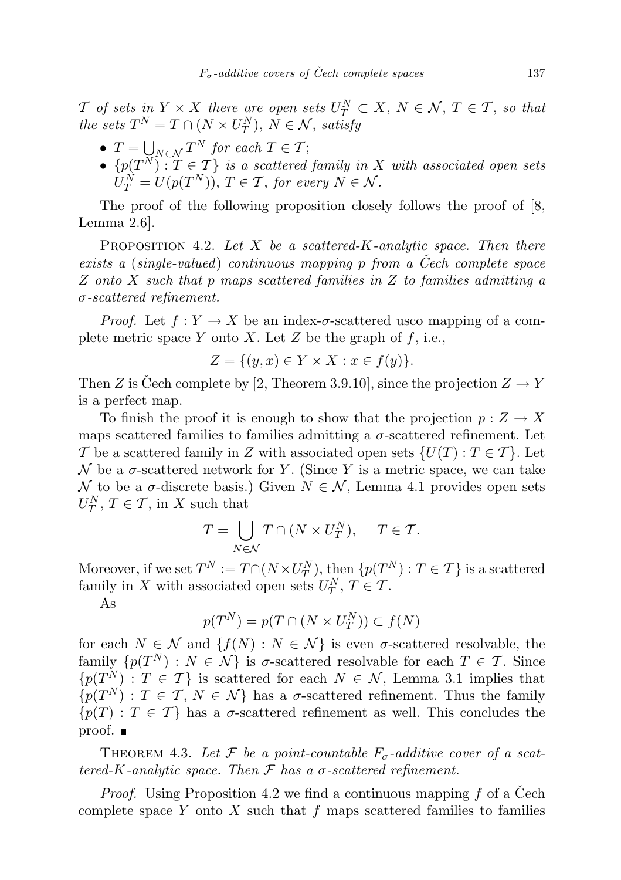*$\mathcal{T}$ of sets in $Y \times X$ there are open sets $U_T^N \subset X$, $N \in \mathcal{N}$, $T \in \mathcal{T}$, so that the sets $T^N = T \cap (N \times U_T^N)$, $N \in \mathcal{N}$, satisfy*

- *$T = \bigcup_{N \in \mathcal{N}} T^N$ for each $T \in \mathcal{T}$;*
- *$\{p(T^N) : T \in \mathcal{T}\}$ is a scattered family in $X$ with associated open sets $U_T^N = U(p(T^N))$, $T \in \mathcal{T}$, for every $N \in \mathcal{N}$.*

The proof of the following proposition closely follows the proof of [8, Lemma 2.6].

PROPOSITION 4.2. *Let $X$ be a scattered-$K$-analytic space. Then there exists a (single-valued) continuous mapping $p$ from a Čech complete space $Z$ onto $X$ such that $p$ maps scattered families in $Z$ to families admitting a $\sigma$-scattered refinement.*

*Proof.* Let $f : Y \to X$ be an index-$\sigma$-scattered usco mapping of a complete metric space $Y$ onto $X$. Let $Z$ be the graph of $f$, i.e.,

$$Z = \{(y, x) \in Y \times X : x \in f(y)\}.$$

Then $Z$ is Čech complete by [2, Theorem 3.9.10], since the projection $Z \to Y$ is a perfect map.

To finish the proof it is enough to show that the projection $p : Z \to X$ maps scattered families to families admitting a $\sigma$-scattered refinement. Let $\mathcal{T}$ be a scattered family in $Z$ with associated open sets $\{U(T) : T \in \mathcal{T}\}$. Let $\mathcal{N}$ be a $\sigma$-scattered network for $Y$. (Since $Y$ is a metric space, we can take $\mathcal{N}$ to be a $\sigma$-discrete basis.) Given $N \in \mathcal{N}$, Lemma 4.1 provides open sets $U_T^N$, $T \in \mathcal{T}$, in $X$ such that

$$T = \bigcup_{N \in \mathcal{N}} T \cap (N \times U_T^N), \qquad T \in \mathcal{T}.$$

Moreover, if we set $T^N := T \cap (N \times U_T^N)$, then $\{p(T^N) : T \in \mathcal{T}\}$ is a scattered family in $X$ with associated open sets $U_T^N$, $T \in \mathcal{T}$.

As

$$p(T^N) = p(T \cap (N \times U_T^N)) \subset f(N)$$

for each $N \in \mathcal{N}$ and $\{f(N) : N \in \mathcal{N}\}$ is even $\sigma$-scattered resolvable, the family $\{p(T^N) : N \in \mathcal{N}\}$ is $\sigma$-scattered resolvable for each $T \in \mathcal{T}$. Since $\{p(T^N) : T \in \mathcal{T}\}$ is scattered for each $N \in \mathcal{N}$, Lemma 3.1 implies that $\{p(T^N) : T \in \mathcal{T}, N \in \mathcal{N}\}$ has a $\sigma$-scattered refinement. Thus the family $\{p(T) : T \in \mathcal{T}\}$ has a $\sigma$-scattered refinement as well. This concludes the proof. ∎

THEOREM 4.3. *Let $\mathcal{F}$ be a point-countable $F_\sigma$-additive cover of a scattered-$K$-analytic space. Then $\mathcal{F}$ has a $\sigma$-scattered refinement.*

*Proof.* Using Proposition 4.2 we find a continuous mapping $f$ of a Čech complete space $Y$ onto $X$ such that $f$ maps scattered families to families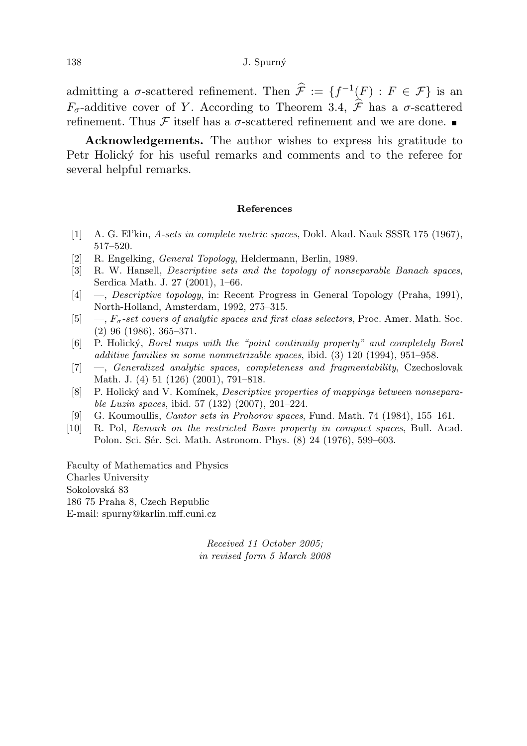admitting a $\sigma$-scattered refinement. Then $\widehat{\mathcal{F}} := \{f^{-1}(F) : F \in \mathcal{F}\}$ is an $F_\sigma$-additive cover of $Y$. According to Theorem 3.4, $\widehat{\mathcal{F}}$ has a $\sigma$-scattered refinement. Thus $\mathcal{F}$ itself has a $\sigma$-scattered refinement and we are done. ∎

**Acknowledgements.** The author wishes to express his gratitude to Petr Holický for his useful remarks and comments and to the referee for several helpful remarks.

## References

[1] A. G. El'kin, *A-sets in complete metric spaces*, Dokl. Akad. Nauk SSSR 175 (1967), 517–520.

[2] R. Engelking, *General Topology*, Heldermann, Berlin, 1989.

[3] R. W. Hansell, *Descriptive sets and the topology of nonseparable Banach spaces*, Serdica Math. J. 27 (2001), 1–66.

[4] —, *Descriptive topology*, in: Recent Progress in General Topology (Praha, 1991), North-Holland, Amsterdam, 1992, 275–315.

[5] —, *$F_\sigma$-set covers of analytic spaces and first class selectors*, Proc. Amer. Math. Soc. (2) 96 (1986), 365–371.

[6] P. Holický, *Borel maps with the "point continuity property" and completely Borel additive families in some nonmetrizable spaces*, ibid. (3) 120 (1994), 951–958.

[7] —, *Generalized analytic spaces, completeness and fragmentability*, Czechoslovak Math. J. (4) 51 (126) (2001), 791–818.

[8] P. Holický and V. Komínek, *Descriptive properties of mappings between nonseparable Luzin spaces*, ibid. 57 (132) (2007), 201–224.

[9] G. Koumoullis, *Cantor sets in Prohorov spaces*, Fund. Math. 74 (1984), 155–161.

[10] R. Pol, *Remark on the restricted Baire property in compact spaces*, Bull. Acad. Polon. Sci. Sér. Sci. Math. Astronom. Phys. (8) 24 (1976), 599–603.

Faculty of Mathematics and Physics
Charles University
Sokolovská 83
186 75 Praha 8, Czech Republic
E-mail: spurny@karlin.mff.cuni.cz

*Received 11 October 2005;*
*in revised form 5 March 2008*